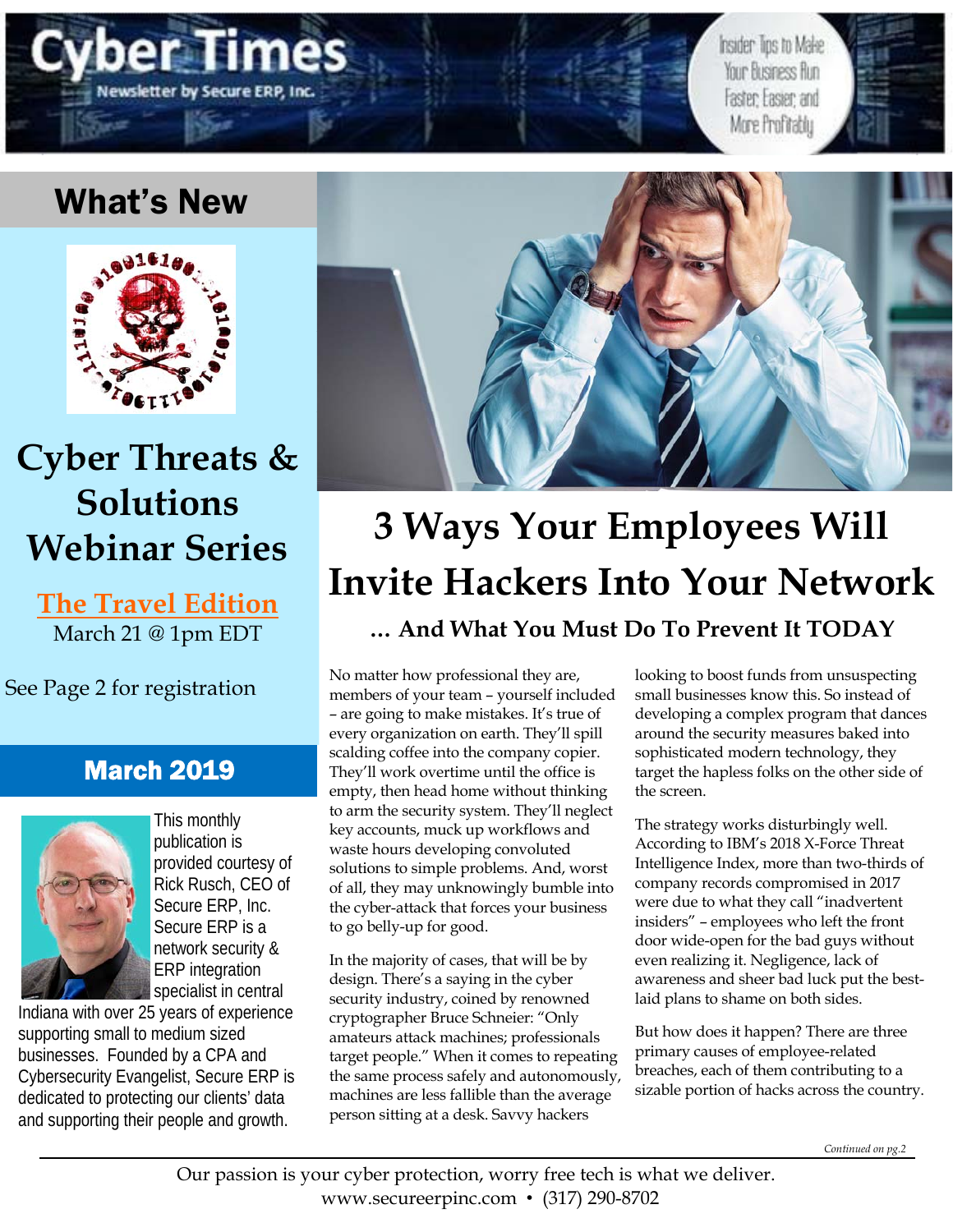# Cyber Times

Newsletter by Secure ERP, Inc.

Insider Tips to Make Your Business Run Faster, Easier, and More Profitably

## What's New

## Cyber Threats & Solutions Webinar Series

**The Travel Edition**
March 21 @ 1pm EDT

See Page 2 for registration

## March 2019

This monthly publication is provided courtesy of Rick Rusch, CEO of Secure ERP, Inc. Secure ERP is a network security & ERP integration specialist in central Indiana with over 25 years of experience supporting small to medium sized businesses. Founded by a CPA and Cybersecurity Evangelist, Secure ERP is dedicated to protecting our clients' data and supporting their people and growth.

# 3 Ways Your Employees Will Invite Hackers Into Your Network

### … And What You Must Do To Prevent It TODAY

No matter how professional they are, members of your team – yourself included – are going to make mistakes. It's true of every organization on earth. They'll spill scalding coffee into the company copier. They'll work overtime until the office is empty, then head home without thinking to arm the security system. They'll neglect key accounts, muck up workflows and waste hours developing convoluted solutions to simple problems. And, worst of all, they may unknowingly bumble into the cyber-attack that forces your business to go belly-up for good.

In the majority of cases, that will be by design. There's a saying in the cyber security industry, coined by renowned cryptographer Bruce Schneier: "Only amateurs attack machines; professionals target people." When it comes to repeating the same process safely and autonomously, machines are less fallible than the average person sitting at a desk. Savvy hackers looking to boost funds from unsuspecting small businesses know this. So instead of developing a complex program that dances around the security measures baked into sophisticated modern technology, they target the hapless folks on the other side of the screen.

The strategy works disturbingly well. According to IBM's 2018 X-Force Threat Intelligence Index, more than two-thirds of company records compromised in 2017 were due to what they call "inadvertent insiders" – employees who left the front door wide-open for the bad guys without even realizing it. Negligence, lack of awareness and sheer bad luck put the best-laid plans to shame on both sides.

But how does it happen? There are three primary causes of employee-related breaches, each of them contributing to a sizable portion of hacks across the country.

*Continued on pg.2*

Our passion is your cyber protection, worry free tech is what we deliver.
www.secureerpinc.com • (317) 290-8702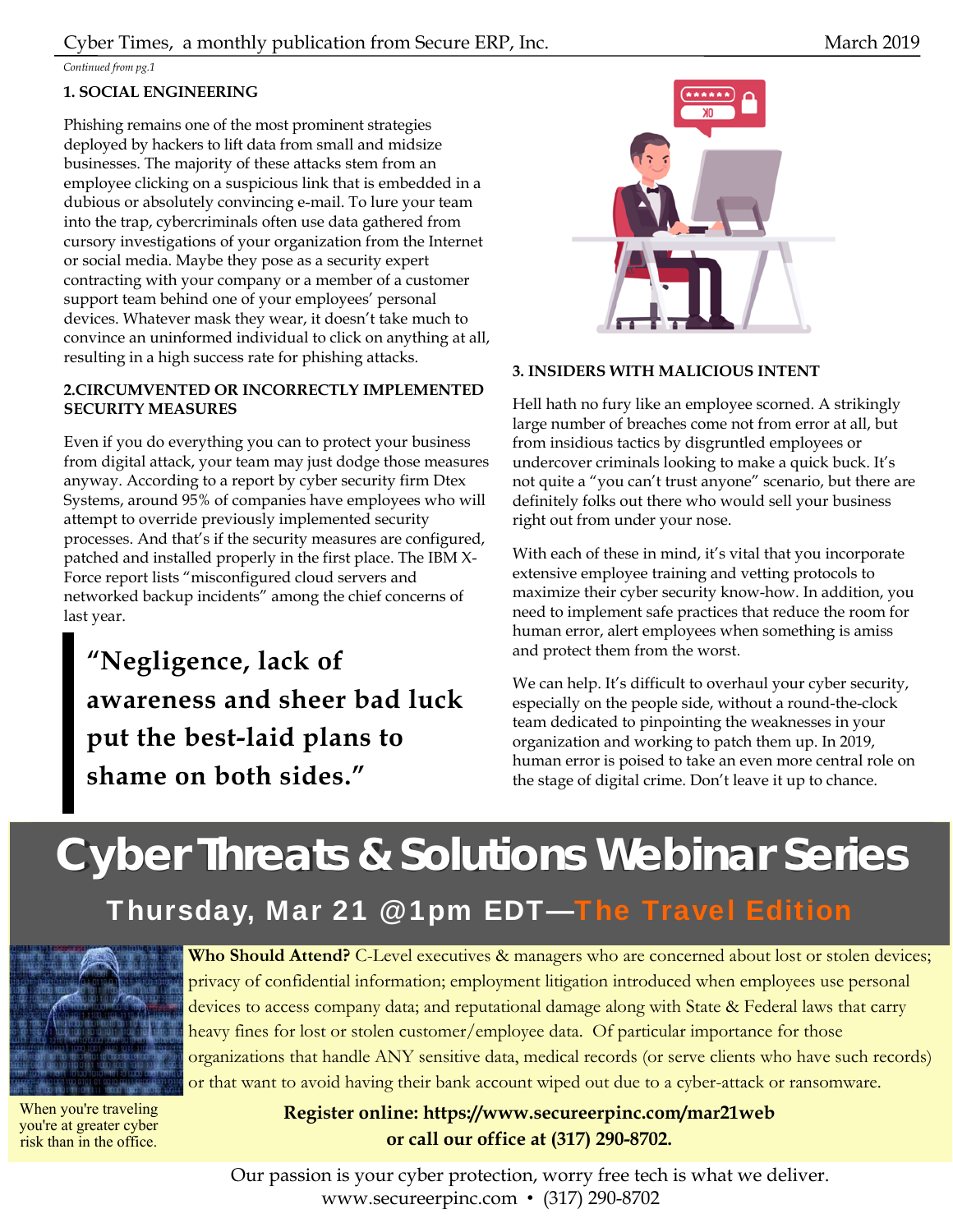*Continued from pg.1*

### 1. SOCIAL ENGINEERING

Phishing remains one of the most prominent strategies deployed by hackers to lift data from small and midsize businesses. The majority of these attacks stem from an employee clicking on a suspicious link that is embedded in a dubious or absolutely convincing e-mail. To lure your team into the trap, cybercriminals often use data gathered from cursory investigations of your organization from the Internet or social media. Maybe they pose as a security expert contracting with your company or a member of a customer support team behind one of your employees' personal devices. Whatever mask they wear, it doesn't take much to convince an uninformed individual to click on anything at all, resulting in a high success rate for phishing attacks.

### 2.CIRCUMVENTED OR INCORRECTLY IMPLEMENTED SECURITY MEASURES

Even if you do everything you can to protect your business from digital attack, your team may just dodge those measures anyway. According to a report by cyber security firm Dtex Systems, around 95% of companies have employees who will attempt to override previously implemented security processes. And that's if the security measures are configured, patched and installed properly in the first place. The IBM X-Force report lists "misconfigured cloud servers and networked backup incidents" among the chief concerns of last year.

> **"Negligence, lack of awareness and sheer bad luck put the best-laid plans to shame on both sides."**

### 3. INSIDERS WITH MALICIOUS INTENT

Hell hath no fury like an employee scorned. A strikingly large number of breaches come not from error at all, but from insidious tactics by disgruntled employees or undercover criminals looking to make a quick buck. It's not quite a "you can't trust anyone" scenario, but there are definitely folks out there who would sell your business right out from under your nose.

With each of these in mind, it's vital that you incorporate extensive employee training and vetting protocols to maximize their cyber security know-how. In addition, you need to implement safe practices that reduce the room for human error, alert employees when something is amiss and protect them from the worst.

We can help. It's difficult to overhaul your cyber security, especially on the people side, without a round-the-clock team dedicated to pinpointing the weaknesses in your organization and working to patch them up. In 2019, human error is poised to take an even more central role on the stage of digital crime. Don't leave it up to chance.

## Cyber Threats & Solutions Webinar Series

### Thursday, Mar 21 @1pm EDT—The Travel Edition

**Who Should Attend?** C-Level executives & managers who are concerned about lost or stolen devices; privacy of confidential information; employment litigation introduced when employees use personal devices to access company data; and reputational damage along with State & Federal laws that carry heavy fines for lost or stolen customer/employee data. Of particular importance for those organizations that handle ANY sensitive data, medical records (or serve clients who have such records) or that want to avoid having their bank account wiped out due to a cyber-attack or ransomware.

When you're traveling you're at greater cyber risk than in the office.

**Register online: https://www.secureerpinc.com/mar21web**
**or call our office at (317) 290-8702.**

Our passion is your cyber protection, worry free tech is what we deliver.
www.secureerpinc.com • (317) 290-8702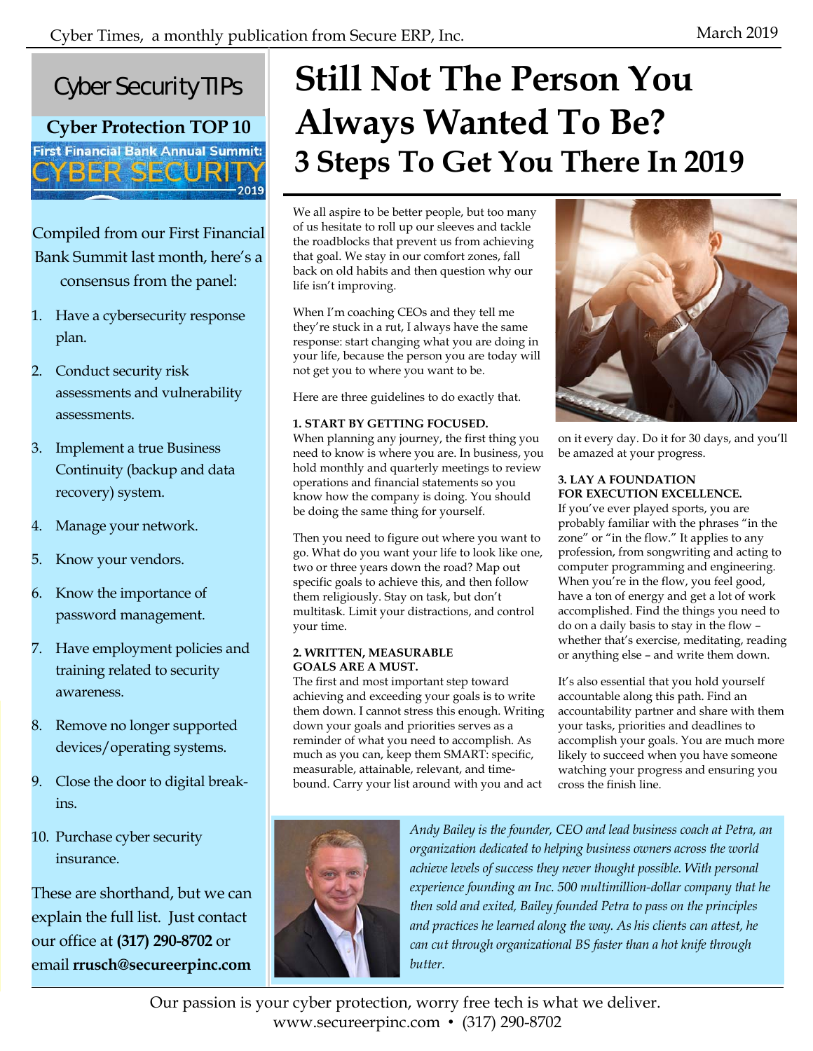## Cyber Security TIPs

### Cyber Protection TOP 10

First Financial Bank Annual Summit: CYBER SECURITY 2019

Compiled from our First Financial Bank Summit last month, here's a consensus from the panel:

1. Have a cybersecurity response plan.
2. Conduct security risk assessments and vulnerability assessments.
3. Implement a true Business Continuity (backup and data recovery) system.
4. Manage your network.
5. Know your vendors.
6. Know the importance of password management.
7. Have employment policies and training related to security awareness.
8. Remove no longer supported devices/operating systems.
9. Close the door to digital break-ins.
10. Purchase cyber security insurance.

These are shorthand, but we can explain the full list. Just contact our office at **(317) 290-8702** or email **rrusch@secureerpinc.com**

# Still Not The Person You Always Wanted To Be?

## 3 Steps To Get You There In 2019

We all aspire to be better people, but too many of us hesitate to roll up our sleeves and tackle the roadblocks that prevent us from achieving that goal. We stay in our comfort zones, fall back on old habits and then question why our life isn't improving.

When I'm coaching CEOs and they tell me they're stuck in a rut, I always have the same response: start changing what you are doing in your life, because the person you are today will not get you to where you want to be.

Here are three guidelines to do exactly that.

**1. START BY GETTING FOCUSED.**

When planning any journey, the first thing you need to know is where you are. In business, you hold monthly and quarterly meetings to review operations and financial statements so you know how the company is doing. You should be doing the same thing for yourself.

Then you need to figure out where you want to go. What do you want your life to look like one, two or three years down the road? Map out specific goals to achieve this, and then follow them religiously. Stay on task, but don't multitask. Limit your distractions, and control your time.

**2. WRITTEN, MEASURABLE GOALS ARE A MUST.**

The first and most important step toward achieving and exceeding your goals is to write them down. I cannot stress this enough. Writing down your goals and priorities serves as a reminder of what you need to accomplish. As much as you can, keep them SMART: specific, measurable, attainable, relevant, and time-bound. Carry your list around with you and act on it every day. Do it for 30 days, and you'll be amazed at your progress.

**3. LAY A FOUNDATION FOR EXECUTION EXCELLENCE.**

If you've ever played sports, you are probably familiar with the phrases "in the zone" or "in the flow." It applies to any profession, from songwriting and acting to computer programming and engineering. When you're in the flow, you feel good, have a ton of energy and get a lot of work accomplished. Find the things you need to do on a daily basis to stay in the flow – whether that's exercise, meditating, reading or anything else – and write them down.

It's also essential that you hold yourself accountable along this path. Find an accountability partner and share with them your tasks, priorities and deadlines to accomplish your goals. You are much more likely to succeed when you have someone watching your progress and ensuring you cross the finish line.

*Andy Bailey is the founder, CEO and lead business coach at Petra, an organization dedicated to helping business owners across the world achieve levels of success they never thought possible. With personal experience founding an Inc. 500 multimillion-dollar company that he then sold and exited, Bailey founded Petra to pass on the principles and practices he learned along the way. As his clients can attest, he can cut through organizational BS faster than a hot knife through butter.*

Our passion is your cyber protection, worry free tech is what we deliver.
www.secureerpinc.com • (317) 290-8702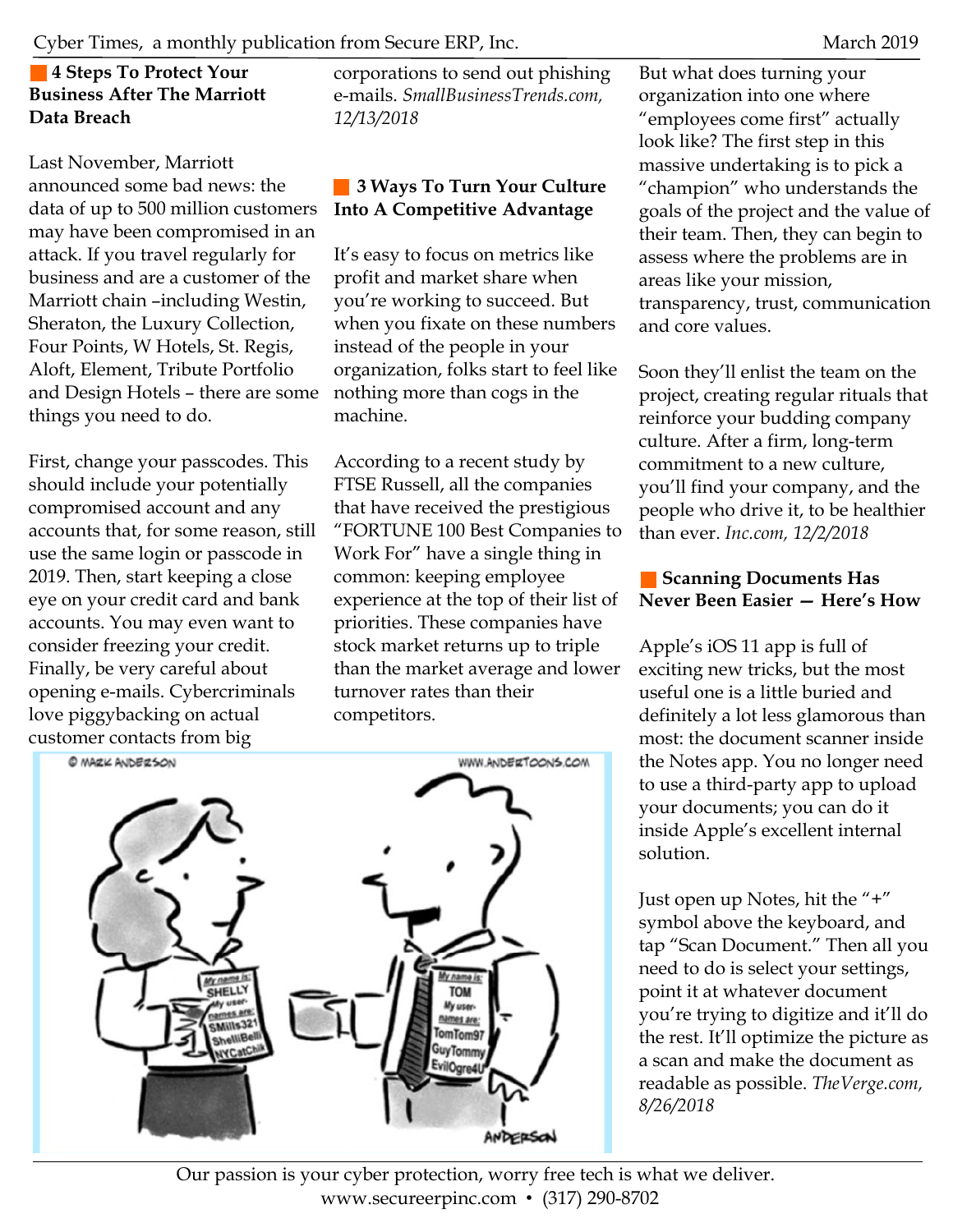### 4 Steps To Protect Your Business After The Marriott Data Breach

Last November, Marriott announced some bad news: the data of up to 500 million customers may have been compromised in an attack. If you travel regularly for business and are a customer of the Marriott chain –including Westin, Sheraton, the Luxury Collection, Four Points, W Hotels, St. Regis, Aloft, Element, Tribute Portfolio and Design Hotels – there are some things you need to do.

First, change your passcodes. This should include your potentially compromised account and any accounts that, for some reason, still use the same login or passcode in 2019. Then, start keeping a close eye on your credit card and bank accounts. You may even want to consider freezing your credit. Finally, be very careful about opening e-mails. Cybercriminals love piggybacking on actual customer contacts from big corporations to send out phishing e-mails. *SmallBusinessTrends.com, 12/13/2018*

### 3 Ways To Turn Your Culture Into A Competitive Advantage

It's easy to focus on metrics like profit and market share when you're working to succeed. But when you fixate on these numbers instead of the people in your organization, folks start to feel like nothing more than cogs in the machine.

According to a recent study by FTSE Russell, all the companies that have received the prestigious "FORTUNE 100 Best Companies to Work For" have a single thing in common: keeping employee experience at the top of their list of priorities. These companies have stock market returns up to triple than the market average and lower turnover rates than their competitors.

But what does turning your organization into one where "employees come first" actually look like? The first step in this massive undertaking is to pick a "champion" who understands the goals of the project and the value of their team. Then, they can begin to assess where the problems are in areas like your mission, transparency, trust, communication and core values.

Soon they'll enlist the team on the project, creating regular rituals that reinforce your budding company culture. After a firm, long-term commitment to a new culture, you'll find your company, and the people who drive it, to be healthier than ever. *Inc.com, 12/2/2018*

### Scanning Documents Has Never Been Easier — Here's How

Apple's iOS 11 app is full of exciting new tricks, but the most useful one is a little buried and definitely a lot less glamorous than most: the document scanner inside the Notes app. You no longer need to use a third-party app to upload your documents; you can do it inside Apple's excellent internal solution.

Just open up Notes, hit the "+" symbol above the keyboard, and tap "Scan Document." Then all you need to do is select your settings, point it at whatever document you're trying to digitize and it'll do the rest. It'll optimize the picture as a scan and make the document as readable as possible. *TheVerge.com, 8/26/2018*

© MARK ANDERSON WWW.ANDERTOONS.COM

My name is: SHELLY My user-names are: SMills321 ShelliBelli NYCatChik

My name is: TOM My user-names are: TomTom97 GuyTommy EvilOgre4U

ANDERSON

Our passion is your cyber protection, worry free tech is what we deliver.
www.secureerpinc.com • (317) 290-8702